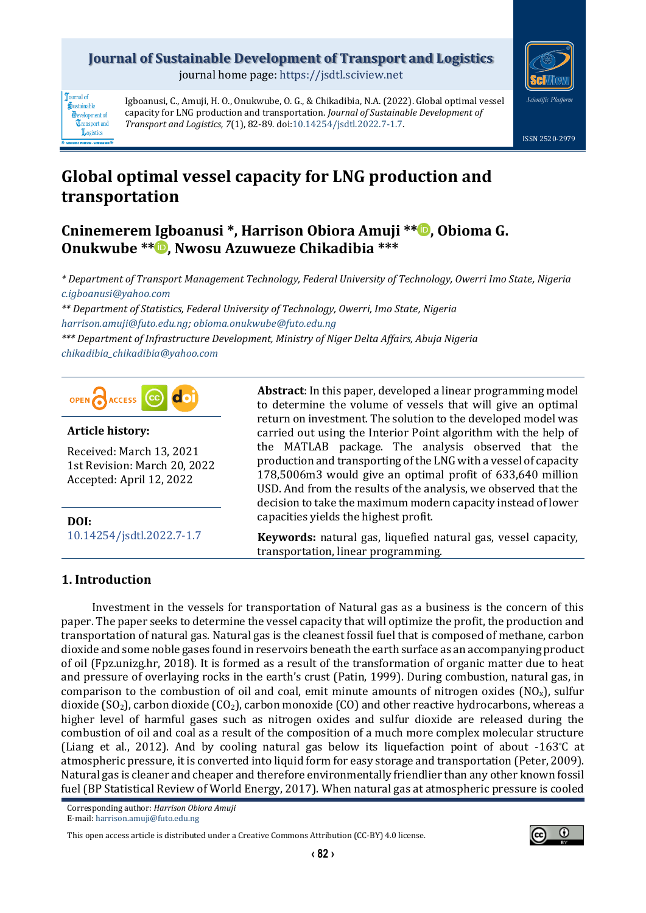Journal of Sustainable Development of Transport and Logistics

journal home page: https://jsdtl.sciview.net

Igboanusi, C., Amuji, H. O., Onukwube, O. G., & Chikadibia, N.A. (2022). Global optimal vessel capacity for LNG production and transportation. *Journal of Sustainable Development of Transport and Logistics, 7*(1), 82-89. doi:10.14254/jsdtl.2022.7-1.7.

ISSN 2520-2979

# Global optimal vessel capacity for LNG production and transportation

**Cninemerem Igboanusi \*, Harrison Obiora Amuji \*\*, Obioma G. Onukwube \*\*, Nwosu Azuwueze Chikadibia \*\*\***

*\* Department of Transport Management Technology, Federal University of Technology, Owerri Imo State, Nigeria*
*c.igboanusi@yahoo.com*
*\*\* Department of Statistics, Federal University of Technology, Owerri, Imo State, Nigeria*
*harrison.amuji@futo.edu.ng; obioma.onukwube@futo.edu.ng*
*\*\*\* Department of Infrastructure Development, Ministry of Niger Delta Affairs, Abuja Nigeria*
*chikadibia_chikadibia@yahoo.com*

**Article history:**

Received: March 13, 2021
1st Revision: March 20, 2022
Accepted: April 12, 2022

**DOI:**
10.14254/jsdtl.2022.7-1.7

**Abstract**: In this paper, developed a linear programming model to determine the volume of vessels that will give an optimal return on investment. The solution to the developed model was carried out using the Interior Point algorithm with the help of the MATLAB package. The analysis observed that the production and transporting of the LNG with a vessel of capacity 178,5006m3 would give an optimal profit of 633,640 million USD. And from the results of the analysis, we observed that the decision to take the maximum modern capacity instead of lower capacities yields the highest profit.

**Keywords:** natural gas, liquefied natural gas, vessel capacity, transportation, linear programming.

## 1. Introduction

Investment in the vessels for transportation of Natural gas as a business is the concern of this paper. The paper seeks to determine the vessel capacity that will optimize the profit, the production and transportation of natural gas. Natural gas is the cleanest fossil fuel that is composed of methane, carbon dioxide and some noble gases found in reservoirs beneath the earth surface as an accompanying product of oil (Fpz.unizg.hr, 2018). It is formed as a result of the transformation of organic matter due to heat and pressure of overlaying rocks in the earth's crust (Patin, 1999). During combustion, natural gas, in comparison to the combustion of oil and coal, emit minute amounts of nitrogen oxides ($NO_x$), sulfur dioxide ($SO_2$), carbon dioxide ($CO_2$), carbon monoxide (CO) and other reactive hydrocarbons, whereas a higher level of harmful gases such as nitrogen oxides and sulfur dioxide are released during the combustion of oil and coal as a result of the composition of a much more complex molecular structure (Liang et al., 2012). And by cooling natural gas below its liquefaction point of about -163°C at atmospheric pressure, it is converted into liquid form for easy storage and transportation (Peter, 2009). Natural gas is cleaner and cheaper and therefore environmentally friendlier than any other known fossil fuel (BP Statistical Review of World Energy, 2017). When natural gas at atmospheric pressure is cooled

Corresponding author: *Harrison Obiora Amuji*
E-mail: harrison.amuji@futo.edu.ng

This open access article is distributed under a Creative Commons Attribution (CC-BY) 4.0 license.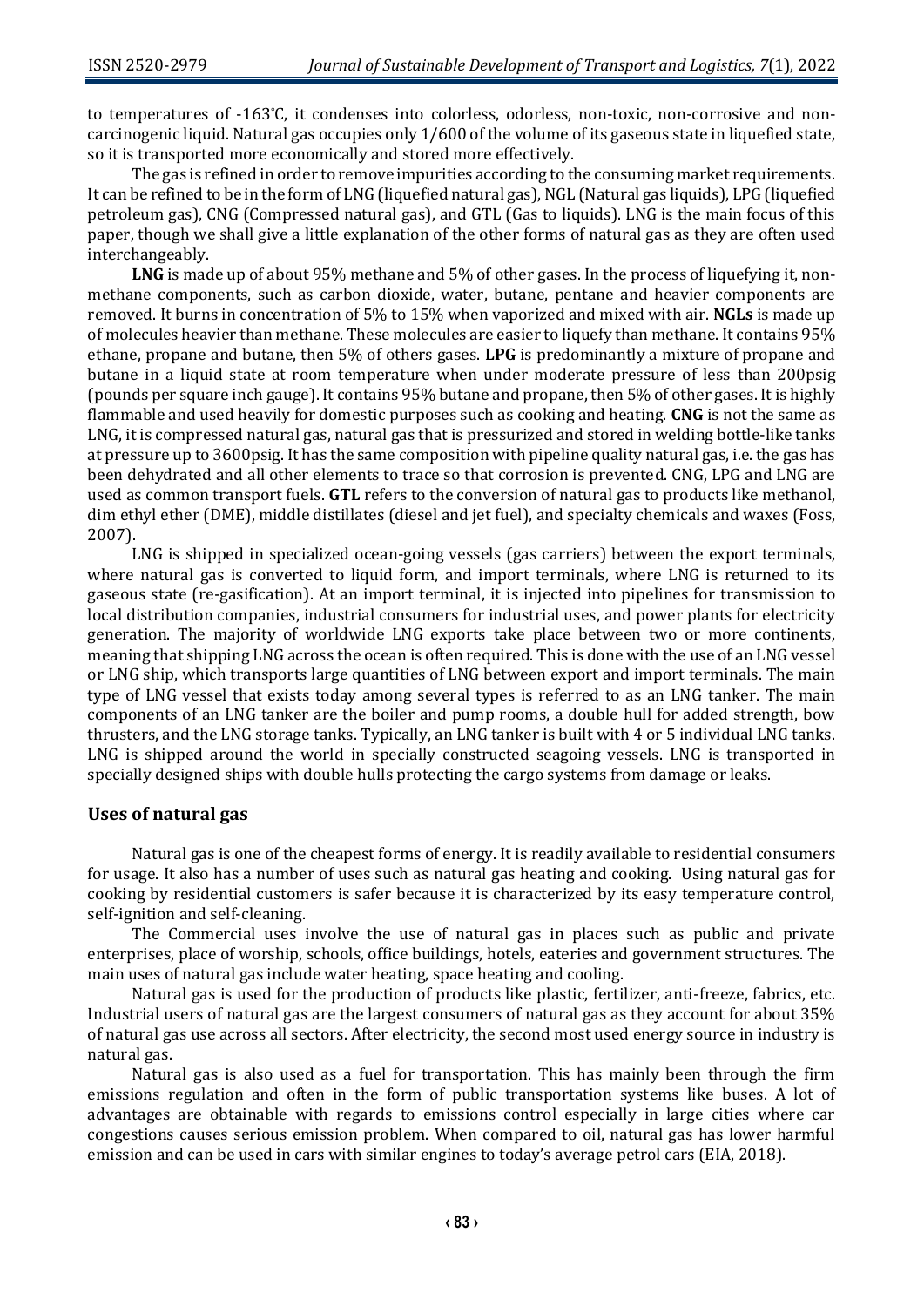to temperatures of -163°C, it condenses into colorless, odorless, non-toxic, non-corrosive and non-carcinogenic liquid. Natural gas occupies only 1/600 of the volume of its gaseous state in liquefied state, so it is transported more economically and stored more effectively.

The gas is refined in order to remove impurities according to the consuming market requirements. It can be refined to be in the form of LNG (liquefied natural gas), NGL (Natural gas liquids), LPG (liquefied petroleum gas), CNG (Compressed natural gas), and GTL (Gas to liquids). LNG is the main focus of this paper, though we shall give a little explanation of the other forms of natural gas as they are often used interchangeably.

**LNG** is made up of about 95% methane and 5% of other gases. In the process of liquefying it, non-methane components, such as carbon dioxide, water, butane, pentane and heavier components are removed. It burns in concentration of 5% to 15% when vaporized and mixed with air. **NGLs** is made up of molecules heavier than methane. These molecules are easier to liquefy than methane. It contains 95% ethane, propane and butane, then 5% of others gases. **LPG** is predominantly a mixture of propane and butane in a liquid state at room temperature when under moderate pressure of less than 200psig (pounds per square inch gauge). It contains 95% butane and propane, then 5% of other gases. It is highly flammable and used heavily for domestic purposes such as cooking and heating. **CNG** is not the same as LNG, it is compressed natural gas, natural gas that is pressurized and stored in welding bottle-like tanks at pressure up to 3600psig. It has the same composition with pipeline quality natural gas, i.e. the gas has been dehydrated and all other elements to trace so that corrosion is prevented. CNG, LPG and LNG are used as common transport fuels. **GTL** refers to the conversion of natural gas to products like methanol, dim ethyl ether (DME), middle distillates (diesel and jet fuel), and specialty chemicals and waxes (Foss, 2007).

LNG is shipped in specialized ocean-going vessels (gas carriers) between the export terminals, where natural gas is converted to liquid form, and import terminals, where LNG is returned to its gaseous state (re-gasification). At an import terminal, it is injected into pipelines for transmission to local distribution companies, industrial consumers for industrial uses, and power plants for electricity generation. The majority of worldwide LNG exports take place between two or more continents, meaning that shipping LNG across the ocean is often required. This is done with the use of an LNG vessel or LNG ship, which transports large quantities of LNG between export and import terminals. The main type of LNG vessel that exists today among several types is referred to as an LNG tanker. The main components of an LNG tanker are the boiler and pump rooms, a double hull for added strength, bow thrusters, and the LNG storage tanks. Typically, an LNG tanker is built with 4 or 5 individual LNG tanks. LNG is shipped around the world in specially constructed seagoing vessels. LNG is transported in specially designed ships with double hulls protecting the cargo systems from damage or leaks.

## Uses of natural gas

Natural gas is one of the cheapest forms of energy. It is readily available to residential consumers for usage. It also has a number of uses such as natural gas heating and cooking. Using natural gas for cooking by residential customers is safer because it is characterized by its easy temperature control, self-ignition and self-cleaning.

The Commercial uses involve the use of natural gas in places such as public and private enterprises, place of worship, schools, office buildings, hotels, eateries and government structures. The main uses of natural gas include water heating, space heating and cooling.

Natural gas is used for the production of products like plastic, fertilizer, anti-freeze, fabrics, etc. Industrial users of natural gas are the largest consumers of natural gas as they account for about 35% of natural gas use across all sectors. After electricity, the second most used energy source in industry is natural gas.

Natural gas is also used as a fuel for transportation. This has mainly been through the firm emissions regulation and often in the form of public transportation systems like buses. A lot of advantages are obtainable with regards to emissions control especially in large cities where car congestions causes serious emission problem. When compared to oil, natural gas has lower harmful emission and can be used in cars with similar engines to today's average petrol cars (EIA, 2018).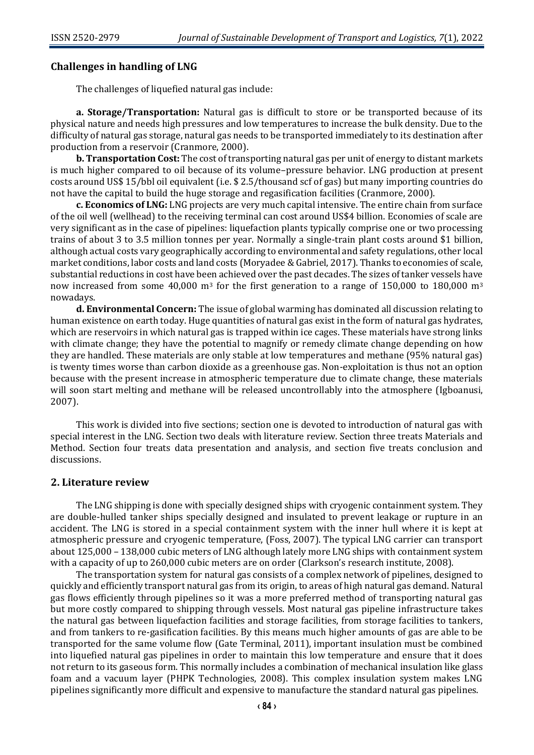## Challenges in handling of LNG

The challenges of liquefied natural gas include:

**a. Storage/Transportation:** Natural gas is difficult to store or be transported because of its physical nature and needs high pressures and low temperatures to increase the bulk density. Due to the difficulty of natural gas storage, natural gas needs to be transported immediately to its destination after production from a reservoir (Cranmore, 2000).

**b. Transportation Cost:** The cost of transporting natural gas per unit of energy to distant markets is much higher compared to oil because of its volume–pressure behavior. LNG production at present costs around US$ 15/bbl oil equivalent (i.e. $ 2.5/thousand scf of gas) but many importing countries do not have the capital to build the huge storage and regasification facilities (Cranmore, 2000).

**c. Economics of LNG:** LNG projects are very much capital intensive. The entire chain from surface of the oil well (wellhead) to the receiving terminal can cost around US$4 billion. Economies of scale are very significant as in the case of pipelines: liquefaction plants typically comprise one or two processing trains of about 3 to 3.5 million tonnes per year. Normally a single-train plant costs around $1 billion, although actual costs vary geographically according to environmental and safety regulations, other local market conditions, labor costs and land costs (Moryadee & Gabriel, 2017). Thanks to economies of scale, substantial reductions in cost have been achieved over the past decades. The sizes of tanker vessels have now increased from some 40,000 $m^3$ for the first generation to a range of 150,000 to 180,000 $m^3$ nowadays.

**d. Environmental Concern:** The issue of global warming has dominated all discussion relating to human existence on earth today. Huge quantities of natural gas exist in the form of natural gas hydrates, which are reservoirs in which natural gas is trapped within ice cages. These materials have strong links with climate change; they have the potential to magnify or remedy climate change depending on how they are handled. These materials are only stable at low temperatures and methane (95% natural gas) is twenty times worse than carbon dioxide as a greenhouse gas. Non-exploitation is thus not an option because with the present increase in atmospheric temperature due to climate change, these materials will soon start melting and methane will be released uncontrollably into the atmosphere (Igboanusi, 2007).

This work is divided into five sections; section one is devoted to introduction of natural gas with special interest in the LNG. Section two deals with literature review. Section three treats Materials and Method. Section four treats data presentation and analysis, and section five treats conclusion and discussions.

## 2. Literature review

The LNG shipping is done with specially designed ships with cryogenic containment system. They are double-hulled tanker ships specially designed and insulated to prevent leakage or rupture in an accident. The LNG is stored in a special containment system with the inner hull where it is kept at atmospheric pressure and cryogenic temperature, (Foss, 2007). The typical LNG carrier can transport about 125,000 – 138,000 cubic meters of LNG although lately more LNG ships with containment system with a capacity of up to 260,000 cubic meters are on order (Clarkson's research institute, 2008).

The transportation system for natural gas consists of a complex network of pipelines, designed to quickly and efficiently transport natural gas from its origin, to areas of high natural gas demand. Natural gas flows efficiently through pipelines so it was a more preferred method of transporting natural gas but more costly compared to shipping through vessels. Most natural gas pipeline infrastructure takes the natural gas between liquefaction facilities and storage facilities, from storage facilities to tankers, and from tankers to re-gasification facilities. By this means much higher amounts of gas are able to be transported for the same volume flow (Gate Terminal, 2011), important insulation must be combined into liquefied natural gas pipelines in order to maintain this low temperature and ensure that it does not return to its gaseous form. This normally includes a combination of mechanical insulation like glass foam and a vacuum layer (PHPK Technologies, 2008). This complex insulation system makes LNG pipelines significantly more difficult and expensive to manufacture the standard natural gas pipelines.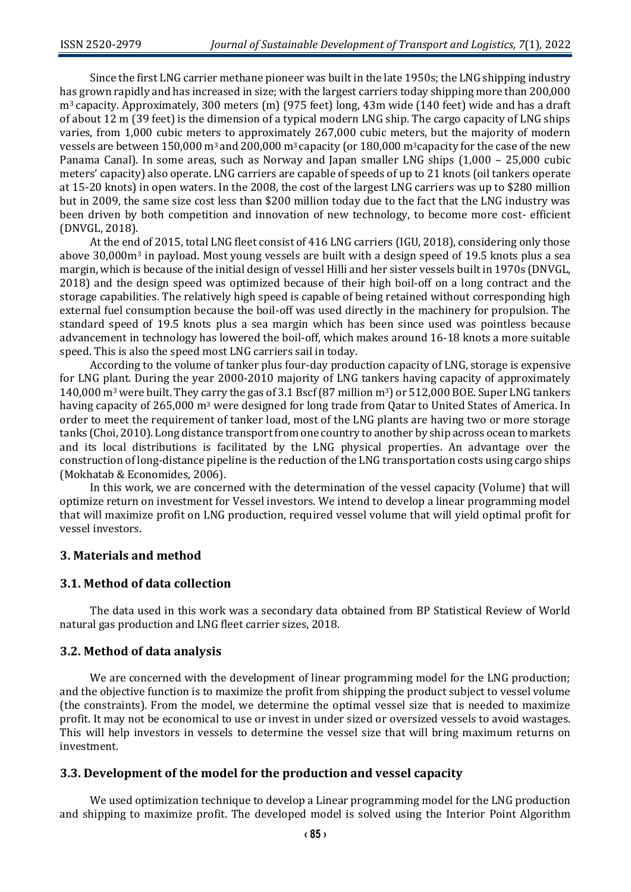Since the first LNG carrier methane pioneer was built in the late 1950s; the LNG shipping industry has grown rapidly and has increased in size; with the largest carriers today shipping more than 200,000 $m^3$ capacity. Approximately, 300 meters (m) (975 feet) long, 43m wide (140 feet) wide and has a draft of about 12 m (39 feet) is the dimension of a typical modern LNG ship. The cargo capacity of LNG ships varies, from 1,000 cubic meters to approximately 267,000 cubic meters, but the majority of modern vessels are between 150,000 $m^3$ and 200,000 $m^3$ capacity (or 180,000 $m^3$capacity for the case of the new Panama Canal). In some areas, such as Norway and Japan smaller LNG ships (1,000 – 25,000 cubic meters' capacity) also operate. LNG carriers are capable of speeds of up to 21 knots (oil tankers operate at 15-20 knots) in open waters. In the 2008, the cost of the largest LNG carriers was up to \$280 million but in 2009, the same size cost less than \$200 million today due to the fact that the LNG industry was been driven by both competition and innovation of new technology, to become more cost- efficient (DNVGL, 2018).

At the end of 2015, total LNG fleet consist of 416 LNG carriers (IGU, 2018), considering only those above 30,000$m^3$ in payload. Most young vessels are built with a design speed of 19.5 knots plus a sea margin, which is because of the initial design of vessel Hilli and her sister vessels built in 1970s (DNVGL, 2018) and the design speed was optimized because of their high boil-off on a long contract and the storage capabilities. The relatively high speed is capable of being retained without corresponding high external fuel consumption because the boil-off was used directly in the machinery for propulsion. The standard speed of 19.5 knots plus a sea margin which has been since used was pointless because advancement in technology has lowered the boil-off, which makes around 16-18 knots a more suitable speed. This is also the speed most LNG carriers sail in today.

According to the volume of tanker plus four-day production capacity of LNG, storage is expensive for LNG plant. During the year 2000-2010 majority of LNG tankers having capacity of approximately 140,000 $m^3$ were built. They carry the gas of 3.1 Bscf (87 million $m^3$) or 512,000 BOE. Super LNG tankers having capacity of 265,000 $m^3$ were designed for long trade from Qatar to United States of America. In order to meet the requirement of tanker load, most of the LNG plants are having two or more storage tanks (Choi, 2010). Long distance transport from one country to another by ship across ocean to markets and its local distributions is facilitated by the LNG physical properties. An advantage over the construction of long-distance pipeline is the reduction of the LNG transportation costs using cargo ships (Mokhatab & Economides, 2006).

In this work, we are concerned with the determination of the vessel capacity (Volume) that will optimize return on investment for Vessel investors. We intend to develop a linear programming model that will maximize profit on LNG production, required vessel volume that will yield optimal profit for vessel investors.

## 3. Materials and method

### 3.1. Method of data collection

The data used in this work was a secondary data obtained from BP Statistical Review of World natural gas production and LNG fleet carrier sizes, 2018.

### 3.2. Method of data analysis

We are concerned with the development of linear programming model for the LNG production; and the objective function is to maximize the profit from shipping the product subject to vessel volume (the constraints). From the model, we determine the optimal vessel size that is needed to maximize profit. It may not be economical to use or invest in under sized or oversized vessels to avoid wastages. This will help investors in vessels to determine the vessel size that will bring maximum returns on investment.

### 3.3. Development of the model for the production and vessel capacity

We used optimization technique to develop a Linear programming model for the LNG production and shipping to maximize profit. The developed model is solved using the Interior Point Algorithm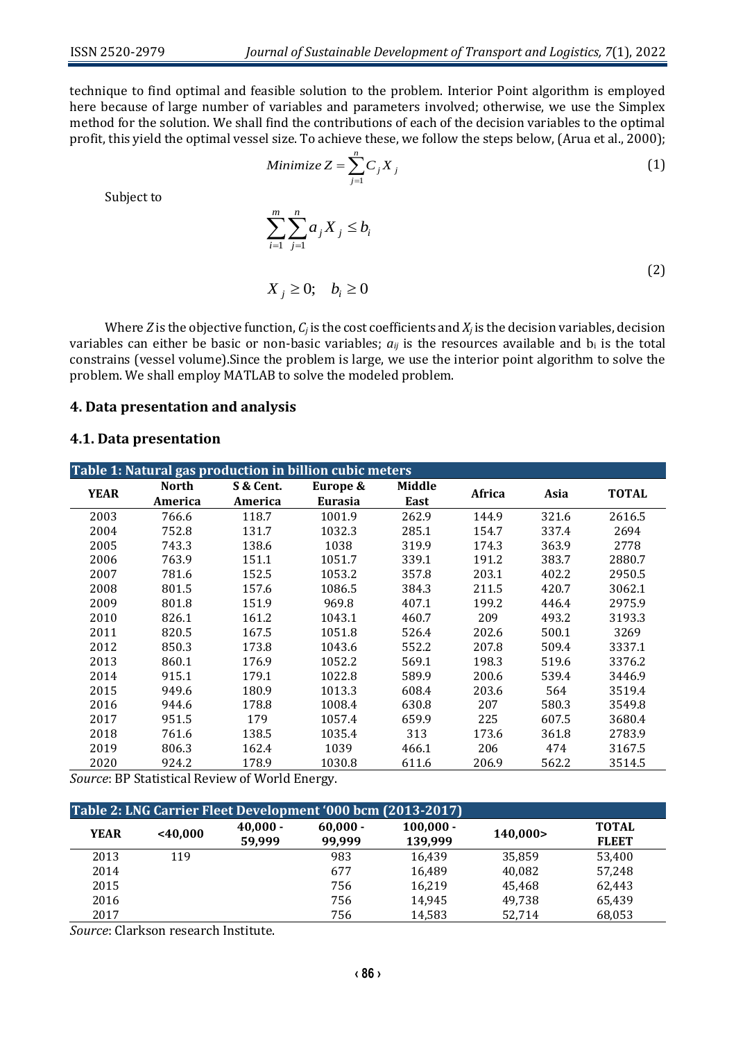technique to find optimal and feasible solution to the problem. Interior Point algorithm is employed here because of large number of variables and parameters involved; otherwise, we use the Simplex method for the solution. We shall find the contributions of each of the decision variables to the optimal profit, this yield the optimal vessel size. To achieve these, we follow the steps below, (Arua et al., 2000);

$$Minimize\ Z = \sum_{j=1}^{n} C_j X_j \tag{1}$$

Subject to

$$\sum_{i=1}^{m}\sum_{j=1}^{n} a_j X_j \leq b_i$$

$$X_j \geq 0; \quad b_i \geq 0 \tag{2}$$

Where $Z$ is the objective function, $C_j$ is the cost coefficients and $X_j$ is the decision variables, decision variables can either be basic or non-basic variables; $a_{ij}$ is the resources available and $b_i$ is the total constrains (vessel volume).Since the problem is large, we use the interior point algorithm to solve the problem. We shall employ MATLAB to solve the modeled problem.

## 4. Data presentation and analysis

### 4.1. Data presentation

**Table 1: Natural gas production in billion cubic meters**

| YEAR | North America | S & Cent. America | Europe & Eurasia | Middle East | Africa | Asia | TOTAL |
|---|---|---|---|---|---|---|---|
| 2003 | 766.6 | 118.7 | 1001.9 | 262.9 | 144.9 | 321.6 | 2616.5 |
| 2004 | 752.8 | 131.7 | 1032.3 | 285.1 | 154.7 | 337.4 | 2694 |
| 2005 | 743.3 | 138.6 | 1038 | 319.9 | 174.3 | 363.9 | 2778 |
| 2006 | 763.9 | 151.1 | 1051.7 | 339.1 | 191.2 | 383.7 | 2880.7 |
| 2007 | 781.6 | 152.5 | 1053.2 | 357.8 | 203.1 | 402.2 | 2950.5 |
| 2008 | 801.5 | 157.6 | 1086.5 | 384.3 | 211.5 | 420.7 | 3062.1 |
| 2009 | 801.8 | 151.9 | 969.8 | 407.1 | 199.2 | 446.4 | 2975.9 |
| 2010 | 826.1 | 161.2 | 1043.1 | 460.7 | 209 | 493.2 | 3193.3 |
| 2011 | 820.5 | 167.5 | 1051.8 | 526.4 | 202.6 | 500.1 | 3269 |
| 2012 | 850.3 | 173.8 | 1043.6 | 552.2 | 207.8 | 509.4 | 3337.1 |
| 2013 | 860.1 | 176.9 | 1052.2 | 569.1 | 198.3 | 519.6 | 3376.2 |
| 2014 | 915.1 | 179.1 | 1022.8 | 589.9 | 200.6 | 539.4 | 3446.9 |
| 2015 | 949.6 | 180.9 | 1013.3 | 608.4 | 203.6 | 564 | 3519.4 |
| 2016 | 944.6 | 178.8 | 1008.4 | 630.8 | 207 | 580.3 | 3549.8 |
| 2017 | 951.5 | 179 | 1057.4 | 659.9 | 225 | 607.5 | 3680.4 |
| 2018 | 761.6 | 138.5 | 1035.4 | 313 | 173.6 | 361.8 | 2783.9 |
| 2019 | 806.3 | 162.4 | 1039 | 466.1 | 206 | 474 | 3167.5 |
| 2020 | 924.2 | 178.9 | 1030.8 | 611.6 | 206.9 | 562.2 | 3514.5 |

*Source*: BP Statistical Review of World Energy.

**Table 2: LNG Carrier Fleet Development '000 bcm (2013-2017)**

| YEAR | <40,000 | 40,000 - 59,999 | 60,000 - 99,999 | 100,000 - 139,999 | 140,000> | TOTAL FLEET |
|---|---|---|---|---|---|---|
| 2013 | 119 | | 983 | 16,439 | 35,859 | 53,400 |
| 2014 | | | 677 | 16,489 | 40,082 | 57,248 |
| 2015 | | | 756 | 16,219 | 45,468 | 62,443 |
| 2016 | | | 756 | 14,945 | 49,738 | 65,439 |
| 2017 | | | 756 | 14,583 | 52,714 | 68,053 |

*Source*: Clarkson research Institute.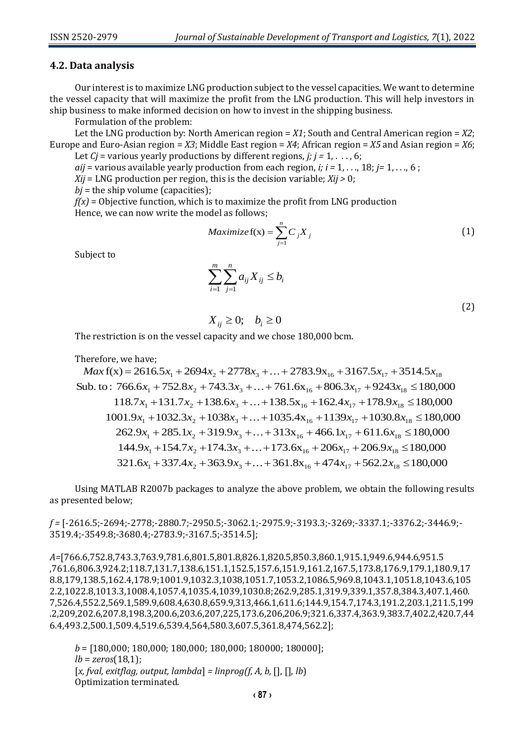### 4.2. Data analysis

Our interest is to maximize LNG production subject to the vessel capacities. We want to determine the vessel capacity that will maximize the profit from the LNG production. This will help investors in ship business to make informed decision on how to invest in the shipping business.

Formulation of the problem:

Let the LNG production by: North American region = $X1$; South and Central American region = $X2$; Europe and Euro-Asian region = $X3$; Middle East region = $X4$; African region = $X5$ and Asian region = $X6$;

Let $Cj$ = various yearly productions by different regions, $j$; $j = 1, \ldots, 6$;

$aij$ = various available yearly production from each region, $i$; $i = 1, \ldots, 18$; $j = 1, \ldots, 6$ ;

$Xij$ = LNG production per region, this is the decision variable; $Xij > 0$;

$bj$ = the ship volume (capacities);

$f(x)$ = Objective function, which is to maximize the profit from LNG production

Hence, we can now write the model as follows;

$$Maximize\, \mathrm{f(x)} = \sum_{j=1}^{n} C_j X_j \tag{1}$$

Subject to

$$\sum_{i=1}^{m}\sum_{j=1}^{n} a_{ij} X_{ij} \le b_i$$

$$X_{ij} \ge 0; \quad b_i \ge 0 \tag{2}$$

The restriction is on the vessel capacity and we chose 180,000 bcm.

Therefore, we have;

$$
\begin{aligned}
Max\, \mathrm{f(x)} &= 2616.5x_1 + 2694x_2 + 2778x_3 + \ldots + 2783.9\mathrm{x}_{16} + 3167.5x_{17} + 3514.5x_{18} \\
\text{Sub. to: } & 766.6x_1 + 752.8x_2 + 743.3x_3 + \ldots + 761.6\mathrm{x}_{16} + 806.3x_{17} + 9243x_{18} \le 180{,}000 \\
& 118.7x_1 + 131.7x_2 + 138.6x_3 + \ldots + 138.5\mathrm{x}_{16} + 162.4x_{17} + 178.9x_{18} \le 180{,}000 \\
& 1001.9x_1 + 1032.3x_2 + 1038x_3 + \ldots + 1035.4\mathrm{x}_{16} + 1139x_{17} + 1030.8x_{18} \le 180{,}000 \\
& 262.9x_1 + 285.1x_2 + 319.9x_3 + \ldots + 313\mathrm{x}_{16} + 466.1x_{17} + 611.6x_{18} \le 180{,}000 \\
& 144.9x_1 + 154.7x_2 + 174.3x_3 + \ldots + 173.6\mathrm{x}_{16} + 206x_{17} + 206.9x_{18} \le 180{,}000 \\
& 321.6x_1 + 337.4x_2 + 363.9x_3 + \ldots + 361.8\mathrm{x}_{16} + 474x_{17} + 562.2x_{18} \le 180{,}000
\end{aligned}
$$

Using MATLAB R2007b packages to analyze the above problem, we obtain the following results as presented below;

*f* = [-2616.5;-2694;-2778;-2880.7;-2950.5;-3062.1;-2975.9;-3193.3;-3269;-3337.1;-3376.2;-3446.9;-3519.4;-3549.8;-3680.4;-2783.9;-3167.5;-3514.5];

*A*=[766.6,752.8,743.3,763.9,781.6,801.5,801.8,826.1,820.5,850.3,860.1,915.1,949.6,944.6,951.5 ,761.6,806.3,924.2;118.7,131.7,138.6,151.1,152.5,157.6,151.9,161.2,167.5,173.8,176.9,179.1,180.9,178.8,179,138.5,162.4,178.9;1001.9,1032.3,1038,1051.7,1053.2,1086.5,969.8,1043.1,1051.8,1043.6,1052.2,1022.8,1013.3,1008.4,1057.4,1035.4,1039,1030.8;262.9,285.1,319.9,339.1,357.8,384.3,407.1,460.7,526.4,552.2,569.1,589.9,608.4,630.8,659.9,313,466.1,611.6;144.9,154.7,174.3,191.2,203.1,211.5,199.2,209,202.6,207.8,198.3,200.6,203.6,207,225,173.6,206,206.9;321.6,337.4,363.9,383.7,402.2,420.7,446.4,493.2,500.1,509.4,519.6,539.4,564,580.3,607.5,361.8,474,562.2];

*b* = [180,000; 180,000; 180,000; 180,000; 180000; 180000];

*lb* = *zeros*(18,1);

[*x, fval, exitflag, output, lambda*] = *linprog(f, A, b,* [], [], *lb*)

Optimization terminated.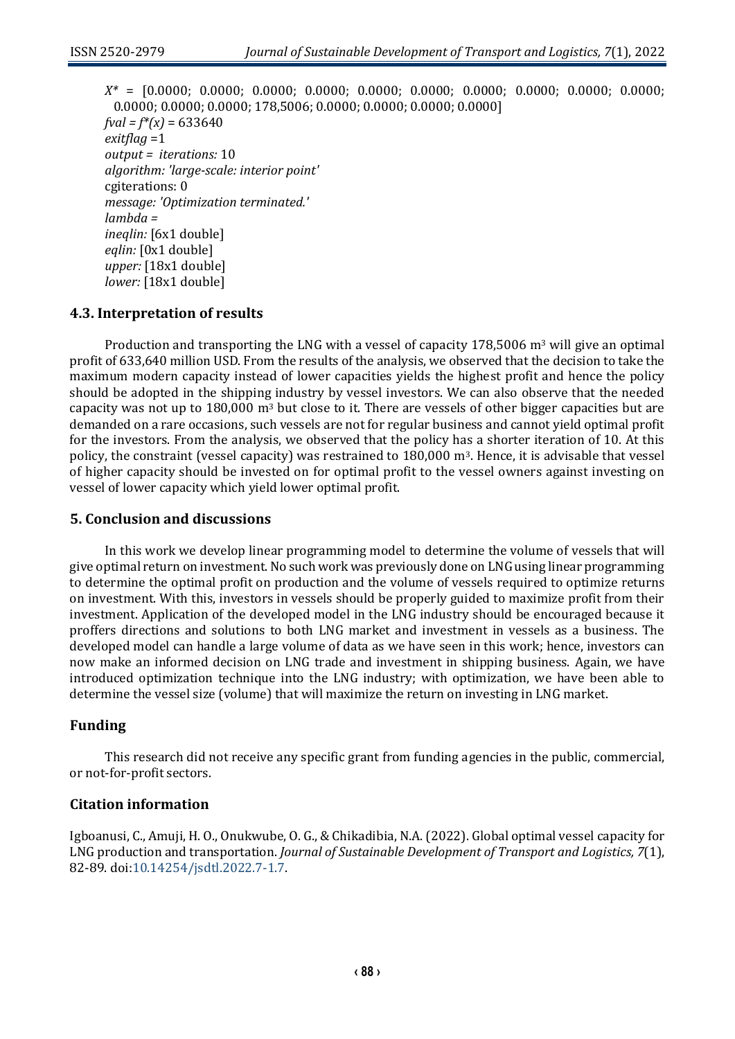$X^*$ = [0.0000; 0.0000; 0.0000; 0.0000; 0.0000; 0.0000; 0.0000; 0.0000; 0.0000; 0.0000; 0.0000; 0.0000; 0.0000; 178,5006; 0.0000; 0.0000; 0.0000; 0.0000]

*fval = f*(x)* = 633640

*exitflag* =1

*output = iterations:* 10

*algorithm: 'large-scale: interior point'*

cgiterations: 0

*message: 'Optimization terminated.'*

*lambda =*

*ineqlin:* [6x1 double]

*eqlin:* [0x1 double]

*upper:* [18x1 double]

*lower:* [18x1 double]

### 4.3. Interpretation of results

Production and transporting the LNG with a vessel of capacity 178,5006 $m^3$ will give an optimal profit of 633,640 million USD. From the results of the analysis, we observed that the decision to take the maximum modern capacity instead of lower capacities yields the highest profit and hence the policy should be adopted in the shipping industry by vessel investors. We can also observe that the needed capacity was not up to 180,000 $m^3$ but close to it. There are vessels of other bigger capacities but are demanded on a rare occasions, such vessels are not for regular business and cannot yield optimal profit for the investors. From the analysis, we observed that the policy has a shorter iteration of 10. At this policy, the constraint (vessel capacity) was restrained to 180,000 $m^3$. Hence, it is advisable that vessel of higher capacity should be invested on for optimal profit to the vessel owners against investing on vessel of lower capacity which yield lower optimal profit.

## 5. Conclusion and discussions

In this work we develop linear programming model to determine the volume of vessels that will give optimal return on investment. No such work was previously done on LNG using linear programming to determine the optimal profit on production and the volume of vessels required to optimize returns on investment. With this, investors in vessels should be properly guided to maximize profit from their investment. Application of the developed model in the LNG industry should be encouraged because it proffers directions and solutions to both LNG market and investment in vessels as a business. The developed model can handle a large volume of data as we have seen in this work; hence, investors can now make an informed decision on LNG trade and investment in shipping business. Again, we have introduced optimization technique into the LNG industry; with optimization, we have been able to determine the vessel size (volume) that will maximize the return on investing in LNG market.

## Funding

This research did not receive any specific grant from funding agencies in the public, commercial, or not-for-profit sectors.

## Citation information

Igboanusi, C., Amuji, H. O., Onukwube, O. G., & Chikadibia, N.A. (2022). Global optimal vessel capacity for LNG production and transportation. *Journal of Sustainable Development of Transport and Logistics, 7*(1), 82-89. doi:10.14254/jsdtl.2022.7-1.7.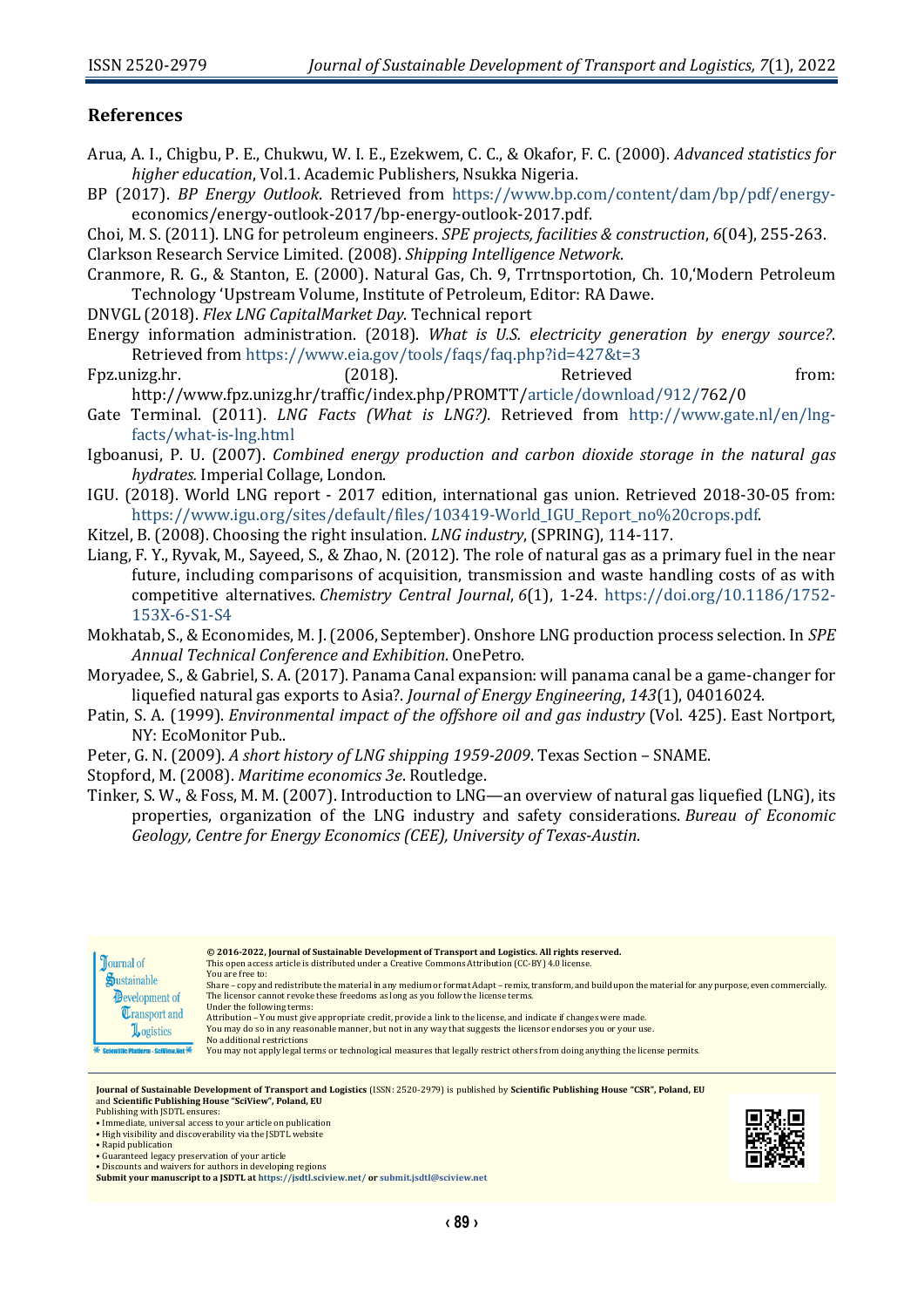## References

Arua, A. I., Chigbu, P. E., Chukwu, W. I. E., Ezekwem, C. C., & Okafor, F. C. (2000). *Advanced statistics for higher education*, Vol.1. Academic Publishers, Nsukka Nigeria.

BP (2017). *BP Energy Outlook*. Retrieved from https://www.bp.com/content/dam/bp/pdf/energy-economics/energy-outlook-2017/bp-energy-outlook-2017.pdf.

Choi, M. S. (2011). LNG for petroleum engineers. *SPE projects, facilities & construction*, *6*(04), 255-263.

Clarkson Research Service Limited. (2008). *Shipping Intelligence Network*.

Cranmore, R. G., & Stanton, E. (2000). Natural Gas, Ch. 9, Trrtnsportotion, Ch. 10,'Modern Petroleum Technology 'Upstream Volume, Institute of Petroleum, Editor: RA Dawe.

DNVGL (2018). *Flex LNG CapitalMarket Day*. Technical report

Energy information administration. (2018). *What is U.S. electricity generation by energy source?*. Retrieved from https://www.eia.gov/tools/faqs/faq.php?id=427&t=3

Fpz.unizg.hr. (2018). Retrieved from: http://www.fpz.unizg.hr/traffic/index.php/PROMTT/article/download/912/762/0

Gate Terminal. (2011). *LNG Facts (What is LNG?).* Retrieved from http://www.gate.nl/en/lng-facts/what-is-lng.html

Igboanusi, P. U. (2007). *Combined energy production and carbon dioxide storage in the natural gas hydrates.* Imperial Collage, London.

IGU. (2018). World LNG report - 2017 edition, international gas union. Retrieved 2018-30-05 from: https://www.igu.org/sites/default/files/103419-World_IGU_Report_no%20crops.pdf.

Kitzel, B. (2008). Choosing the right insulation. *LNG industry*, (SPRING), 114-117.

Liang, F. Y., Ryvak, M., Sayeed, S., & Zhao, N. (2012). The role of natural gas as a primary fuel in the near future, including comparisons of acquisition, transmission and waste handling costs of as with competitive alternatives. *Chemistry Central Journal*, *6*(1), 1-24. https://doi.org/10.1186/1752-153X-6-S1-S4

Mokhatab, S., & Economides, M. J. (2006, September). Onshore LNG production process selection. In *SPE Annual Technical Conference and Exhibition*. OnePetro.

Moryadee, S., & Gabriel, S. A. (2017). Panama Canal expansion: will panama canal be a game-changer for liquefied natural gas exports to Asia?. *Journal of Energy Engineering*, *143*(1), 04016024.

Patin, S. A. (1999). *Environmental impact of the offshore oil and gas industry* (Vol. 425). East Nortport, NY: EcoMonitor Pub..

Peter, G. N. (2009). *A short history of LNG shipping 1959-2009*. Texas Section – SNAME.

Stopford, M. (2008). *Maritime economics 3e*. Routledge.

Tinker, S. W., & Foss, M. M. (2007). Introduction to LNG—an overview of natural gas liquefied (LNG), its properties, organization of the LNG industry and safety considerations. *Bureau of Economic Geology, Centre for Energy Economics (CEE), University of Texas-Austin*.

Journal of Sustainable Development of Transport and Logistics

**© 2016-2022, Journal of Sustainable Development of Transport and Logistics. All rights reserved.**
This open access article is distributed under a Creative Commons Attribution (CC-BY) 4.0 license.
You are free to:
Share – copy and redistribute the material in any medium or format Adapt – remix, transform, and build upon the material for any purpose, even commercially.
The licensor cannot revoke these freedoms as long as you follow the license terms.
Under the following terms:
Attribution – You must give appropriate credit, provide a link to the license, and indicate if changes were made.
You may do so in any reasonable manner, but not in any way that suggests the licensor endorses you or your use.
No additional restrictions
You may not apply legal terms or technological measures that legally restrict others from doing anything the license permits.

**Journal of Sustainable Development of Transport and Logistics** (ISSN: 2520-2979) is published by **Scientific Publishing House "CSR", Poland, EU** and **Scientific Publishing House "SciView", Poland, EU**
Publishing with JSDTL ensures:
- Immediate, universal access to your article on publication
- High visibility and discoverability via the JSDTL website
- Rapid publication
- Guaranteed legacy preservation of your article
- Discounts and waivers for authors in developing regions

**Submit your manuscript to a JSDTL at https://jsdtl.sciview.net/ or submit.jsdtl@sciview.net**